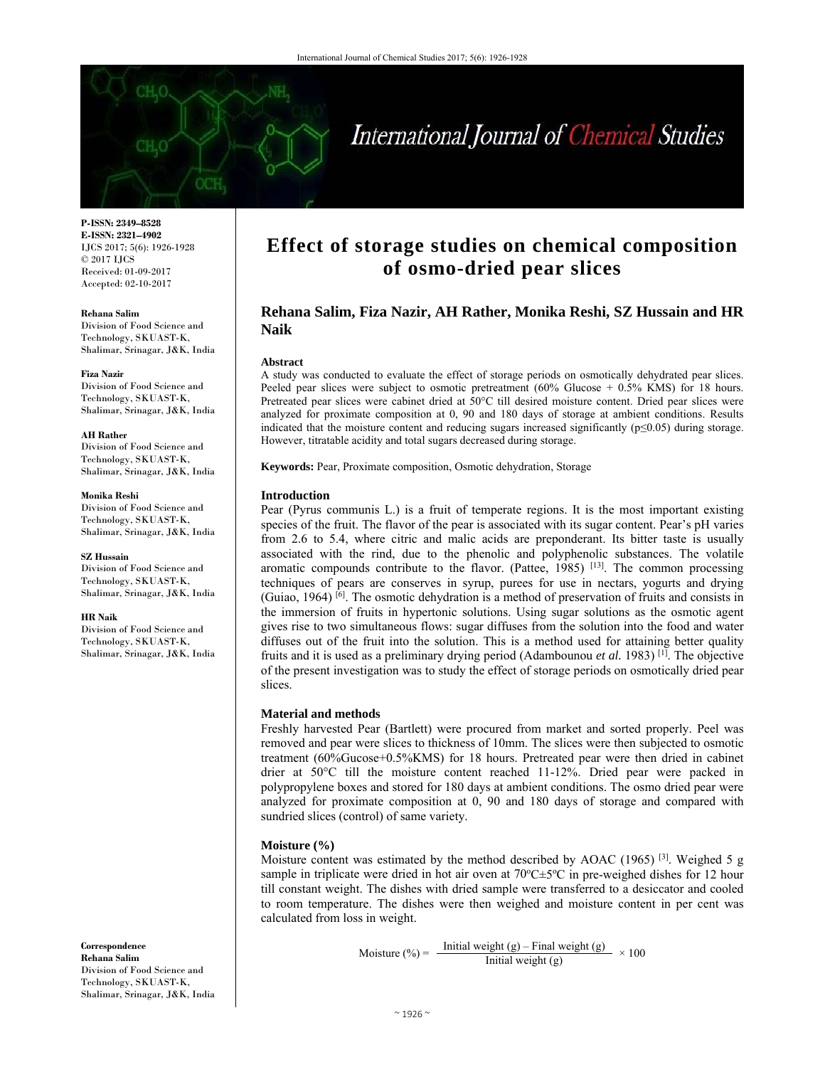P-ISSN: 2349–8528
E-ISSN: 2321–4902
IJCS 2017; 5(6): 1926-1928
© 2017 IJCS
Received: 01-09-2017
Accepted: 02-10-2017

**Rehana Salim**
Division of Food Science and Technology, SKUAST-K, Shalimar, Srinagar, J&K, India

**Fiza Nazir**
Division of Food Science and Technology, SKUAST-K, Shalimar, Srinagar, J&K, India

**AH Rather**
Division of Food Science and Technology, SKUAST-K, Shalimar, Srinagar, J&K, India

**Monika Reshi**
Division of Food Science and Technology, SKUAST-K, Shalimar, Srinagar, J&K, India

**SZ Hussain**
Division of Food Science and Technology, SKUAST-K, Shalimar, Srinagar, J&K, India

**HR Naik**
Division of Food Science and Technology, SKUAST-K, Shalimar, Srinagar, J&K, India

**Correspondence**
**Rehana Salim**
Division of Food Science and Technology, SKUAST-K, Shalimar, Srinagar, J&K, India

# Effect of storage studies on chemical composition of osmo-dried pear slices

**Rehana Salim, Fiza Nazir, AH Rather, Monika Reshi, SZ Hussain and HR Naik**

## Abstract

A study was conducted to evaluate the effect of storage periods on osmotically dehydrated pear slices. Peeled pear slices were subject to osmotic pretreatment (60% Glucose + 0.5% KMS) for 18 hours. Pretreated pear slices were cabinet dried at 50°C till desired moisture content. Dried pear slices were analyzed for proximate composition at 0, 90 and 180 days of storage at ambient conditions. Results indicated that the moisture content and reducing sugars increased significantly ($p \leq 0.05$) during storage. However, titratable acidity and total sugars decreased during storage.

**Keywords:** Pear, Proximate composition, Osmotic dehydration, Storage

## Introduction

Pear (Pyrus communis L.) is a fruit of temperate regions. It is the most important existing species of the fruit. The flavor of the pear is associated with its sugar content. Pear's pH varies from 2.6 to 5.4, where citric and malic acids are preponderant. Its bitter taste is usually associated with the rind, due to the phenolic and polyphenolic substances. The volatile aromatic compounds contribute to the flavor. (Pattee, 1985) [13]. The common processing techniques of pears are conserves in syrup, purees for use in nectars, yogurts and drying (Guiao, 1964) [6]. The osmotic dehydration is a method of preservation of fruits and consists in the immersion of fruits in hypertonic solutions. Using sugar solutions as the osmotic agent gives rise to two simultaneous flows: sugar diffuses from the solution into the food and water diffuses out of the fruit into the solution. This is a method used for attaining better quality fruits and it is used as a preliminary drying period (Adambounou *et al.* 1983) [1]. The objective of the present investigation was to study the effect of storage periods on osmotically dried pear slices.

## Material and methods

Freshly harvested Pear (Bartlett) were procured from market and sorted properly. Peel was removed and pear were slices to thickness of 10mm. The slices were then subjected to osmotic treatment (60%Gucose+0.5%KMS) for 18 hours. Pretreated pear were then dried in cabinet drier at 50°C till the moisture content reached 11-12%. Dried pear were packed in polypropylene boxes and stored for 180 days at ambient conditions. The osmo dried pear were analyzed for proximate composition at 0, 90 and 180 days of storage and compared with sundried slices (control) of same variety.

### Moisture (%)

Moisture content was estimated by the method described by AOAC (1965) [3]. Weighed 5 g sample in triplicate were dried in hot air oven at 70ºC±5ºC in pre-weighed dishes for 12 hour till constant weight. The dishes with dried sample were transferred to a desiccator and cooled to room temperature. The dishes were then weighed and moisture content in per cent was calculated from loss in weight.

$$\text{Moisture (\%)} = \frac{\text{Initial weight (g)} - \text{Final weight (g)}}{\text{Initial weight (g)}} \times 100$$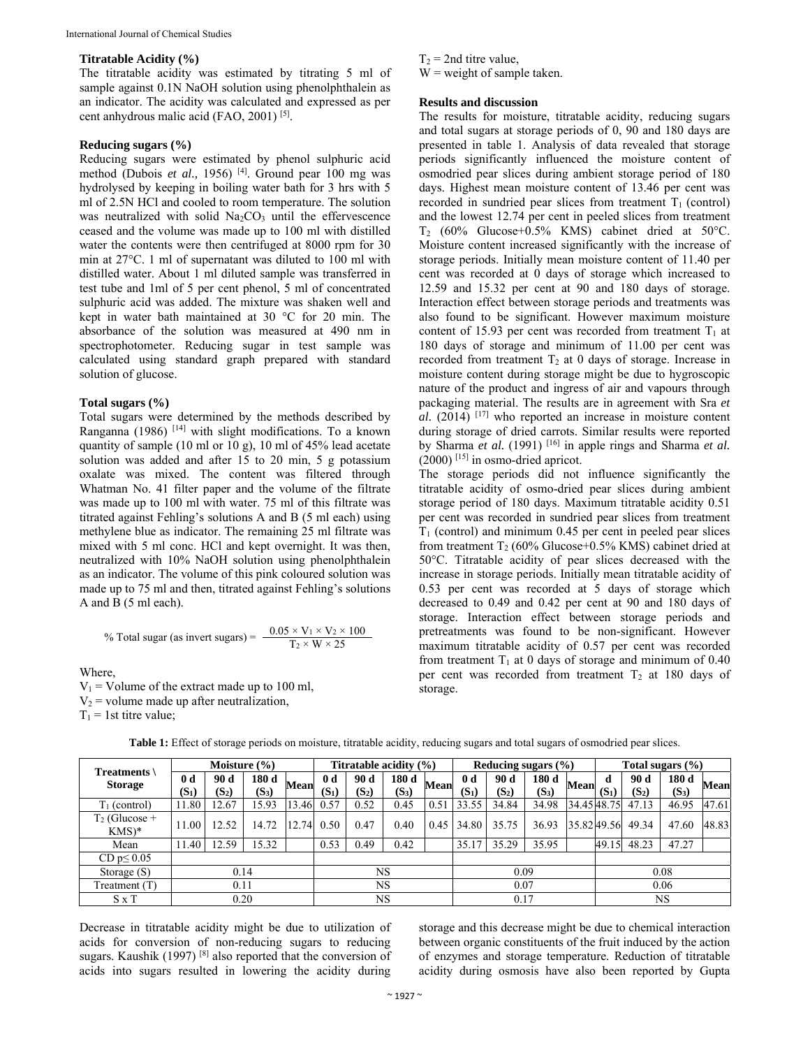### Titratable Acidity (%)

The titratable acidity was estimated by titrating 5 ml of sample against 0.1N NaOH solution using phenolphthalein as an indicator. The acidity was calculated and expressed as per cent anhydrous malic acid (FAO, 2001) [5].

### Reducing sugars (%)

Reducing sugars were estimated by phenol sulphuric acid method (Dubois *et al.,* 1956) [4]. Ground pear 100 mg was hydrolysed by keeping in boiling water bath for 3 hrs with 5 ml of 2.5N HCl and cooled to room temperature. The solution was neutralized with solid $Na_2CO_3$ until the effervescence ceased and the volume was made up to 100 ml with distilled water the contents were then centrifuged at 8000 rpm for 30 min at 27°C. 1 ml of supernatant was diluted to 100 ml with distilled water. About 1 ml diluted sample was transferred in test tube and 1ml of 5 per cent phenol, 5 ml of concentrated sulphuric acid was added. The mixture was shaken well and kept in water bath maintained at 30 °C for 20 min. The absorbance of the solution was measured at 490 nm in spectrophotometer. Reducing sugar in test sample was calculated using standard graph prepared with standard solution of glucose.

### Total sugars (%)

Total sugars were determined by the methods described by Ranganna (1986) [14] with slight modifications. To a known quantity of sample (10 ml or 10 g), 10 ml of 45% lead acetate solution was added and after 15 to 20 min, 5 g potassium oxalate was mixed. The content was filtered through Whatman No. 41 filter paper and the volume of the filtrate was made up to 100 ml with water. 75 ml of this filtrate was titrated against Fehling's solutions A and B (5 ml each) using methylene blue as indicator. The remaining 25 ml filtrate was mixed with 5 ml conc. HCl and kept overnight. It was then, neutralized with 10% NaOH solution using phenolphthalein as an indicator. The volume of this pink coloured solution was made up to 75 ml and then, titrated against Fehling's solutions A and B (5 ml each).

$$\% \text{ Total sugar (as invert sugars)} = \frac{0.05 \times V_1 \times V_2 \times 100}{T_2 \times W \times 25}$$

Where,

$V_1$ = Volume of the extract made up to 100 ml,
$V_2$ = volume made up after neutralization,
$T_1$ = 1st titre value;
$T_2$ = 2nd titre value,
W = weight of sample taken.

### Results and discussion

The results for moisture, titratable acidity, reducing sugars and total sugars at storage periods of 0, 90 and 180 days are presented in table 1. Analysis of data revealed that storage periods significantly influenced the moisture content of osmodried pear slices during ambient storage period of 180 days. Highest mean moisture content of 13.46 per cent was recorded in sundried pear slices from treatment $T_1$ (control) and the lowest 12.74 per cent in peeled slices from treatment $T_2$ (60% Glucose+0.5% KMS) cabinet dried at 50°C. Moisture content increased significantly with the increase of storage periods. Initially mean moisture content of 11.40 per cent was recorded at 0 days of storage which increased to 12.59 and 15.32 per cent at 90 and 180 days of storage. Interaction effect between storage periods and treatments was also found to be significant. However maximum moisture content of 15.93 per cent was recorded from treatment $T_1$ at 180 days of storage and minimum of 11.00 per cent was recorded from treatment $T_2$ at 0 days of storage. Increase in moisture content during storage might be due to hygroscopic nature of the product and ingress of air and vapours through packaging material. The results are in agreement with Sra *et al.* (2014) [17] who reported an increase in moisture content during storage of dried carrots. Similar results were reported by Sharma *et al.* (1991) [16] in apple rings and Sharma *et al.* (2000) [15] in osmo-dried apricot.

The storage periods did not influence significantly the titratable acidity of osmo-dried pear slices during ambient storage period of 180 days. Maximum titratable acidity 0.51 per cent was recorded in sundried pear slices from treatment $T_1$ (control) and minimum 0.45 per cent in peeled pear slices from treatment $T_2$ (60% Glucose+0.5% KMS) cabinet dried at 50°C. Titratable acidity of pear slices decreased with the increase in storage periods. Initially mean titratable acidity of 0.53 per cent was recorded at 5 days of storage which decreased to 0.49 and 0.42 per cent at 90 and 180 days of storage. Interaction effect between storage periods and pretreatments was found to be non-significant. However maximum titratable acidity of 0.57 per cent was recorded from treatment $T_1$ at 0 days of storage and minimum of 0.40 per cent was recorded from treatment $T_2$ at 180 days of storage.

**Table 1:** Effect of storage periods on moisture, titratable acidity, reducing sugars and total sugars of osmodried pear slices.

| Treatments \ Storage | Moisture (%) | | | | Titratable acidity (%) | | | | Reducing sugars (%) | | | | Total sugars (%) | | | |
|---|---|---|---|---|---|---|---|---|---|---|---|---|---|---|---|---|
| | 0 d ($S_1$) | 90 d ($S_2$) | 180 d ($S_3$) | Mean | 0 d ($S_1$) | 90 d ($S_2$) | 180 d ($S_3$) | Mean | 0 d ($S_1$) | 90 d ($S_2$) | 180 d ($S_3$) | Mean | d ($S_1$) | 90 d ($S_2$) | 180 d ($S_3$) | Mean |
| $T_1$ (control) | 11.80 | 12.67 | 15.93 | 13.46 | 0.57 | 0.52 | 0.45 | 0.51 | 33.55 | 34.84 | 34.98 | 34.45 | 48.75 | 47.13 | 46.95 | 47.61 |
| $T_2$ (Glucose + KMS)* | 11.00 | 12.52 | 14.72 | 12.74 | 0.50 | 0.47 | 0.40 | 0.45 | 34.80 | 35.75 | 36.93 | 35.82 | 49.56 | 49.34 | 47.60 | 48.83 |
| Mean | 11.40 | 12.59 | 15.32 | | 0.53 | 0.49 | 0.42 | | 35.17 | 35.29 | 35.95 | | 49.15 | 48.23 | 47.27 | |
| CD $p \leq 0.05$ | | | | | | | | | | | | | | | | |
| Storage (S) | 0.14 | | | | NS | | | | 0.09 | | | | 0.08 | | | |
| Treatment (T) | 0.11 | | | | NS | | | | 0.07 | | | | 0.06 | | | |
| S x T | 0.20 | | | | NS | | | | 0.17 | | | | NS | | | |

Decrease in titratable acidity might be due to utilization of acids for conversion of non-reducing sugars to reducing sugars. Kaushik (1997) [8] also reported that the conversion of acids into sugars resulted in lowering the acidity during storage and this decrease might be due to chemical interaction between organic constituents of the fruit induced by the action of enzymes and storage temperature. Reduction of titratable acidity during osmosis have also been reported by Gupta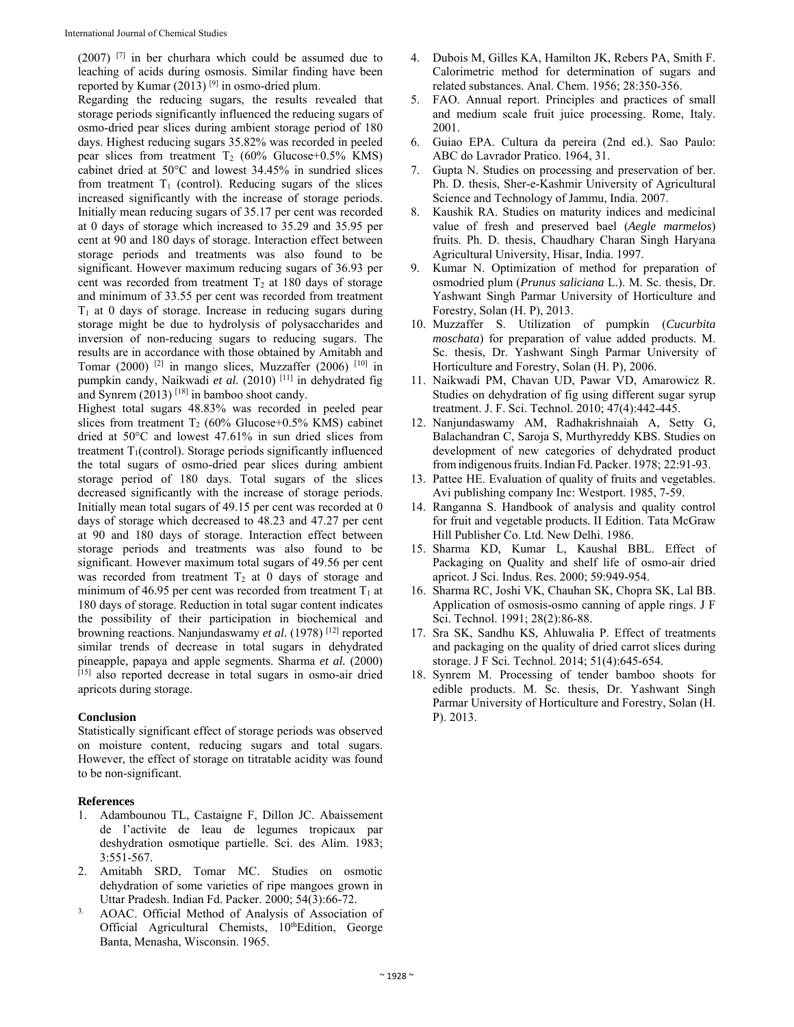(2007) [7] in ber churhara which could be assumed due to leaching of acids during osmosis. Similar finding have been reported by Kumar (2013) [9] in osmo-dried plum.

Regarding the reducing sugars, the results revealed that storage periods significantly influenced the reducing sugars of osmo-dried pear slices during ambient storage period of 180 days. Highest reducing sugars 35.82% was recorded in peeled pear slices from treatment $T_2$ (60% Glucose+0.5% KMS) cabinet dried at 50°C and lowest 34.45% in sundried slices from treatment $T_1$ (control). Reducing sugars of the slices increased significantly with the increase of storage periods. Initially mean reducing sugars of 35.17 per cent was recorded at 0 days of storage which increased to 35.29 and 35.95 per cent at 90 and 180 days of storage. Interaction effect between storage periods and treatments was also found to be significant. However maximum reducing sugars of 36.93 per cent was recorded from treatment $T_2$ at 180 days of storage and minimum of 33.55 per cent was recorded from treatment $T_1$ at 0 days of storage. Increase in reducing sugars during storage might be due to hydrolysis of polysaccharides and inversion of non-reducing sugars to reducing sugars. The results are in accordance with those obtained by Amitabh and Tomar (2000) [2] in mango slices, Muzzaffer (2006) [10] in pumpkin candy, Naikwadi *et al.* (2010) [11] in dehydrated fig and Synrem (2013) [18] in bamboo shoot candy.

Highest total sugars 48.83% was recorded in peeled pear slices from treatment $T_2$ (60% Glucose+0.5% KMS) cabinet dried at 50°C and lowest 47.61% in sun dried slices from treatment $T_1$(control). Storage periods significantly influenced the total sugars of osmo-dried pear slices during ambient storage period of 180 days. Total sugars of the slices decreased significantly with the increase of storage periods. Initially mean total sugars of 49.15 per cent was recorded at 0 days of storage which decreased to 48.23 and 47.27 per cent at 90 and 180 days of storage. Interaction effect between storage periods and treatments was also found to be significant. However maximum total sugars of 49.56 per cent was recorded from treatment $T_2$ at 0 days of storage and minimum of 46.95 per cent was recorded from treatment $T_1$ at 180 days of storage. Reduction in total sugar content indicates the possibility of their participation in biochemical and browning reactions. Nanjundaswamy *et al.* (1978) [12] reported similar trends of decrease in total sugars in dehydrated pineapple, papaya and apple segments. Sharma *et al.* (2000) [15] also reported decrease in total sugars in osmo-air dried apricots during storage.

## Conclusion

Statistically significant effect of storage periods was observed on moisture content, reducing sugars and total sugars. However, the effect of storage on titratable acidity was found to be non-significant.

## References

1. Adambounou TL, Castaigne F, Dillon JC. Abaissement de l'activite de leau de legumes tropicaux par deshydration osmotique partielle. Sci. des Alim. 1983; 3:551-567.
2. Amitabh SRD, Tomar MC. Studies on osmotic dehydration of some varieties of ripe mangoes grown in Uttar Pradesh. Indian Fd. Packer. 2000; 54(3):66-72.
3. AOAC. Official Method of Analysis of Association of Official Agricultural Chemists, 10thEdition, George Banta, Menasha, Wisconsin. 1965.
4. Dubois M, Gilles KA, Hamilton JK, Rebers PA, Smith F. Calorimetric method for determination of sugars and related substances. Anal. Chem. 1956; 28:350-356.
5. FAO. Annual report. Principles and practices of small and medium scale fruit juice processing. Rome, Italy. 2001.
6. Guiao EPA. Cultura da pereira (2nd ed.). Sao Paulo: ABC do Lavrador Pratico. 1964, 31.
7. Gupta N. Studies on processing and preservation of ber. Ph. D. thesis, Sher-e-Kashmir University of Agricultural Science and Technology of Jammu, India. 2007.
8. Kaushik RA. Studies on maturity indices and medicinal value of fresh and preserved bael (*Aegle marmelos*) fruits. Ph. D. thesis, Chaudhary Charan Singh Haryana Agricultural University, Hisar, India. 1997.
9. Kumar N. Optimization of method for preparation of osmodried plum (*Prunus saliciana* L.). M. Sc. thesis, Dr. Yashwant Singh Parmar University of Horticulture and Forestry, Solan (H. P), 2013.
10. Muzzaffer S. Utilization of pumpkin (*Cucurbita moschata*) for preparation of value added products. M. Sc. thesis, Dr. Yashwant Singh Parmar University of Horticulture and Forestry, Solan (H. P), 2006.
11. Naikwadi PM, Chavan UD, Pawar VD, Amarowicz R. Studies on dehydration of fig using different sugar syrup treatment. J. F. Sci. Technol. 2010; 47(4):442-445.
12. Nanjundaswamy AM, Radhakrishnaiah A, Setty G, Balachandran C, Saroja S, Murthyreddy KBS. Studies on development of new categories of dehydrated product from indigenous fruits. Indian Fd. Packer. 1978; 22:91-93.
13. Pattee HE. Evaluation of quality of fruits and vegetables. Avi publishing company Inc: Westport. 1985, 7-59.
14. Ranganna S. Handbook of analysis and quality control for fruit and vegetable products. II Edition. Tata McGraw Hill Publisher Co. Ltd. New Delhi. 1986.
15. Sharma KD, Kumar L, Kaushal BBL. Effect of Packaging on Quality and shelf life of osmo-air dried apricot. J Sci. Indus. Res. 2000; 59:949-954.
16. Sharma RC, Joshi VK, Chauhan SK, Chopra SK, Lal BB. Application of osmosis-osmo canning of apple rings. J F Sci. Technol. 1991; 28(2):86-88.
17. Sra SK, Sandhu KS, Ahluwalia P. Effect of treatments and packaging on the quality of dried carrot slices during storage. J F Sci. Technol. 2014; 51(4):645-654.
18. Synrem M. Processing of tender bamboo shoots for edible products. M. Sc. thesis, Dr. Yashwant Singh Parmar University of Horticulture and Forestry, Solan (H. P). 2013.